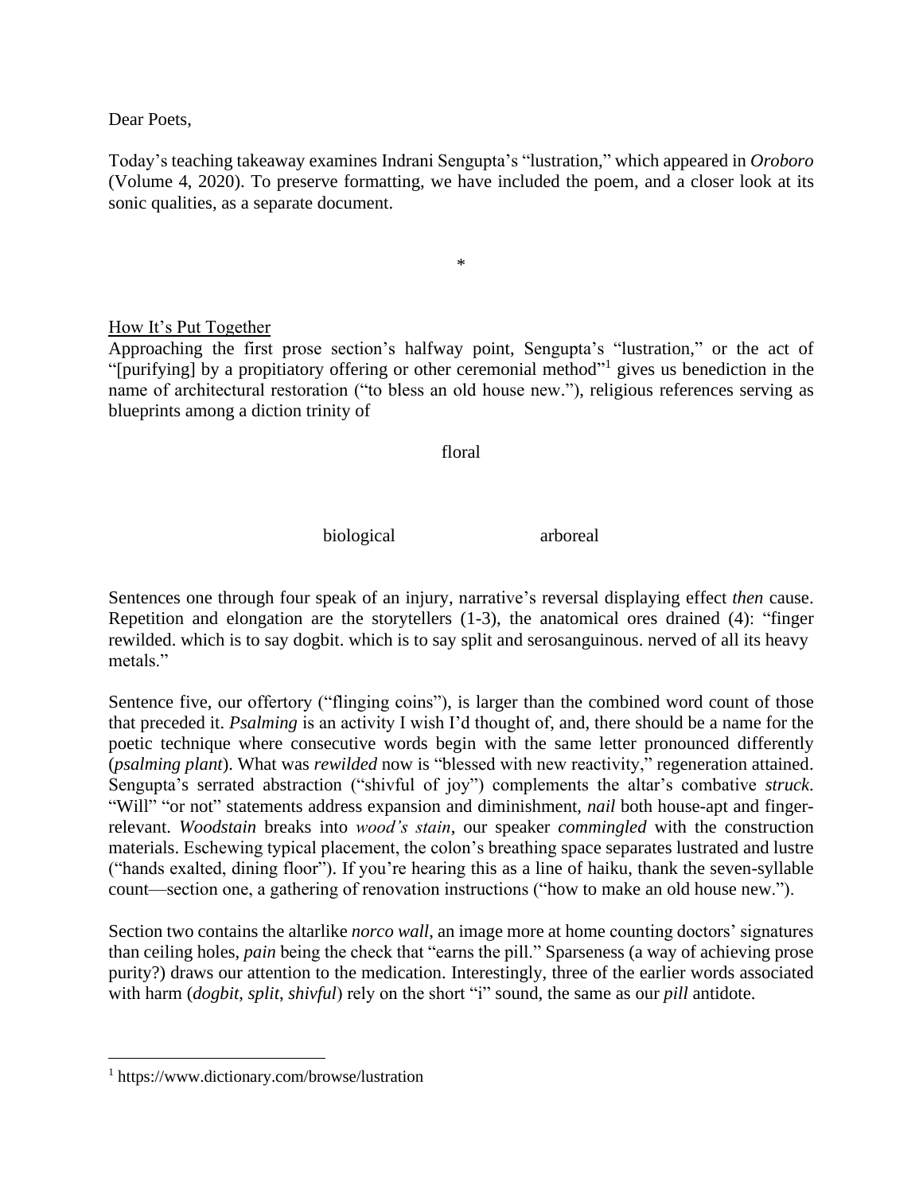Dear Poets,

Today's teaching takeaway examines Indrani Sengupta's "lustration," which appeared in *Oroboro* (Volume 4, 2020). To preserve formatting, we have included the poem, and a closer look at its sonic qualities, as a separate document.

\*

<u>How It's Put Together</u>

Approaching the first prose section's halfway point, Sengupta's "lustration," or the act of "[purifying] by a propitiatory offering or other ceremonial method"[1] gives us benediction in the name of architectural restoration ("to bless an old house new."), religious references serving as blueprints among a diction trinity of

floral

biological arboreal

Sentences one through four speak of an injury, narrative's reversal displaying effect *then* cause. Repetition and elongation are the storytellers (1-3), the anatomical ores drained (4): "finger rewilded. which is to say dogbit. which is to say split and serosanguinous. nerved of all its heavy metals."

Sentence five, our offertory ("flinging coins"), is larger than the combined word count of those that preceded it. *Psalming* is an activity I wish I'd thought of, and, there should be a name for the poetic technique where consecutive words begin with the same letter pronounced differently (*psalming plant*). What was *rewilded* now is "blessed with new reactivity," regeneration attained. Sengupta's serrated abstraction ("shivful of joy") complements the altar's combative *struck*. "Will" "or not" statements address expansion and diminishment, *nail* both house-apt and finger-relevant. *Woodstain* breaks into *wood's stain*, our speaker *commingled* with the construction materials. Eschewing typical placement, the colon's breathing space separates lustrated and lustre ("hands exalted, dining floor"). If you're hearing this as a line of haiku, thank the seven-syllable count—section one, a gathering of renovation instructions ("how to make an old house new.").

Section two contains the altarlike *norco wall*, an image more at home counting doctors' signatures than ceiling holes, *pain* being the check that "earns the pill." Sparseness (a way of achieving prose purity?) draws our attention to the medication. Interestingly, three of the earlier words associated with harm (*dogbit*, *split*, *shivful*) rely on the short "i" sound, the same as our *pill* antidote.

---

[1] https://www.dictionary.com/browse/lustration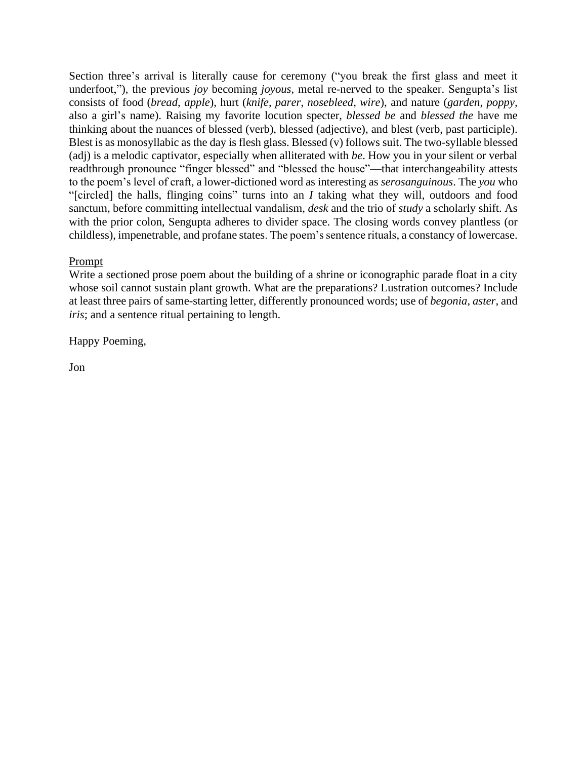Section three's arrival is literally cause for ceremony ("you break the first glass and meet it underfoot,"), the previous *joy* becoming *joyous*, metal re-nerved to the speaker. Sengupta's list consists of food (*bread*, *apple*), hurt (*knife*, *parer*, *nosebleed*, *wire*), and nature (*garden*, *poppy*, also a girl's name). Raising my favorite locution specter, *blessed be* and *blessed the* have me thinking about the nuances of blessed (verb), blessed (adjective), and blest (verb, past participle). Blest is as monosyllabic as the day is flesh glass. Blessed (v) follows suit. The two-syllable blessed (adj) is a melodic captivator, especially when alliterated with *be*. How you in your silent or verbal readthrough pronounce "finger blessed" and "blessed the house"—that interchangeability attests to the poem's level of craft, a lower-dictioned word as interesting as *serosanguinous*. The *you* who "[circled] the halls, flinging coins" turns into an *I* taking what they will, outdoors and food sanctum, before committing intellectual vandalism, *desk* and the trio of *study* a scholarly shift. As with the prior colon, Sengupta adheres to divider space. The closing words convey plantless (or childless), impenetrable, and profane states. The poem's sentence rituals, a constancy of lowercase.

<u>Prompt</u>

Write a sectioned prose poem about the building of a shrine or iconographic parade float in a city whose soil cannot sustain plant growth. What are the preparations? Lustration outcomes? Include at least three pairs of same-starting letter, differently pronounced words; use of *begonia*, *aster*, and *iris*; and a sentence ritual pertaining to length.

Happy Poeming,

Jon